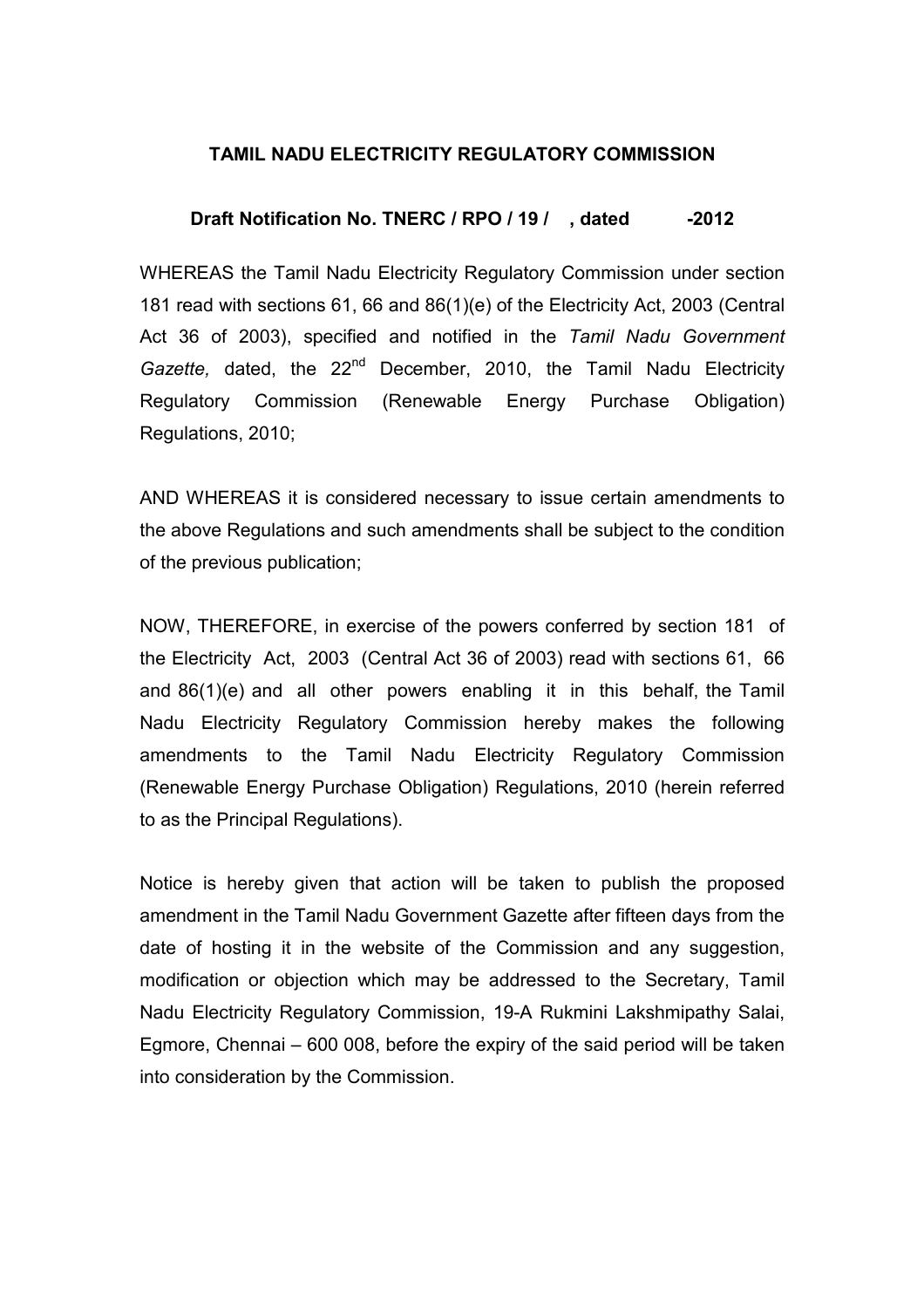**TAMIL NADU ELECTRICITY REGULATORY COMMISSION**

**Draft Notification No. TNERC / RPO / 19 / , dated -2012**

WHEREAS the Tamil Nadu Electricity Regulatory Commission under section 181 read with sections 61, 66 and 86(1)(e) of the Electricity Act, 2003 (Central Act 36 of 2003), specified and notified in the *Tamil Nadu Government Gazette,* dated, the 22nd December, 2010, the Tamil Nadu Electricity Regulatory Commission (Renewable Energy Purchase Obligation) Regulations, 2010;

AND WHEREAS it is considered necessary to issue certain amendments to the above Regulations and such amendments shall be subject to the condition of the previous publication;

NOW, THEREFORE, in exercise of the powers conferred by section 181 of the Electricity Act, 2003 (Central Act 36 of 2003) read with sections 61, 66 and 86(1)(e) and all other powers enabling it in this behalf, the Tamil Nadu Electricity Regulatory Commission hereby makes the following amendments to the Tamil Nadu Electricity Regulatory Commission (Renewable Energy Purchase Obligation) Regulations, 2010 (herein referred to as the Principal Regulations).

Notice is hereby given that action will be taken to publish the proposed amendment in the Tamil Nadu Government Gazette after fifteen days from the date of hosting it in the website of the Commission and any suggestion, modification or objection which may be addressed to the Secretary, Tamil Nadu Electricity Regulatory Commission, 19-A Rukmini Lakshmipathy Salai, Egmore, Chennai – 600 008, before the expiry of the said period will be taken into consideration by the Commission.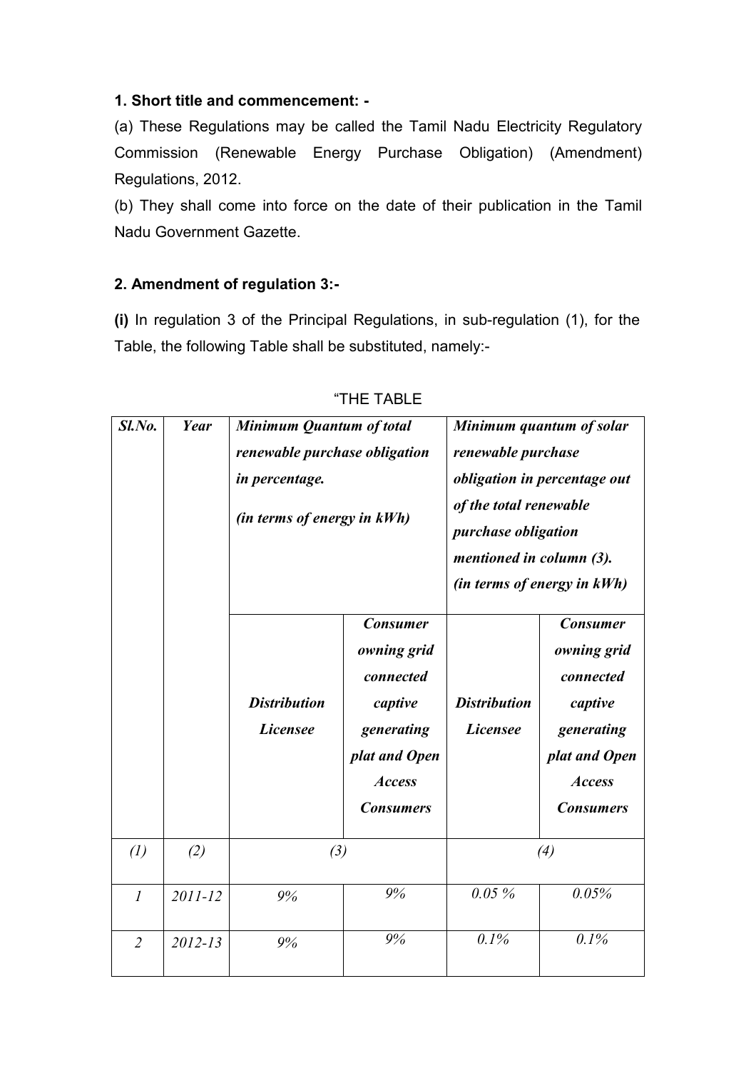**1. Short title and commencement: -**

(a) These Regulations may be called the Tamil Nadu Electricity Regulatory Commission (Renewable Energy Purchase Obligation) (Amendment) Regulations, 2012.

(b) They shall come into force on the date of their publication in the Tamil Nadu Government Gazette.

**2. Amendment of regulation 3:-**

**(i)** In regulation 3 of the Principal Regulations, in sub-regulation (1), for the Table, the following Table shall be substituted, namely:-

"THE TABLE

| ***Sl.No.*** | ***Year*** | ***Minimum Quantum of total renewable purchase obligation in percentage. (in terms of energy in kWh)*** | | ***Minimum quantum of solar renewable purchase obligation in percentage out of the total renewable purchase obligation mentioned in column (3). (in terms of energy in kWh)*** | |
|---|---|---|---|---|---|
| | | ***Distribution Licensee*** | ***Consumer owning grid connected captive generating plat and Open Access Consumers*** | ***Distribution Licensee*** | ***Consumer owning grid connected captive generating plat and Open Access Consumers*** |
| *(1)* | *(2)* | *(3)* | | *(4)* | |
| *1* | *2011-12* | *9%* | *9%* | *0.05 %* | *0.05%* |
| *2* | *2012-13* | *9%* | *9%* | *0.1%* | *0.1%* |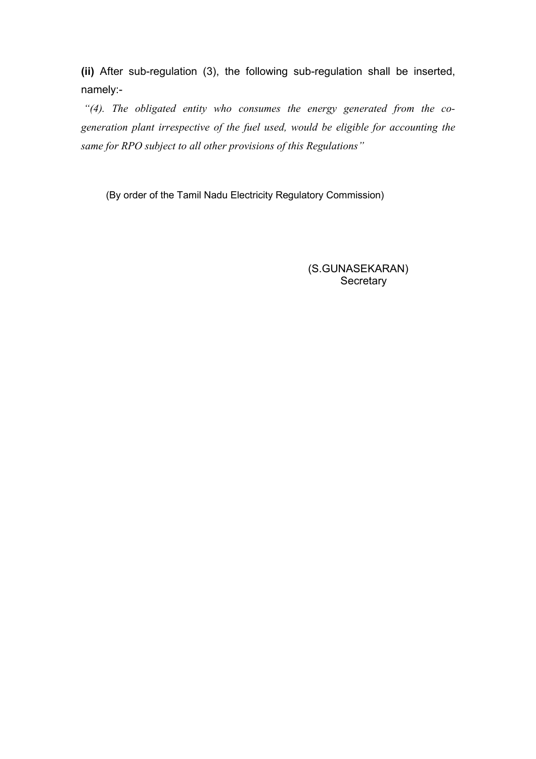**(ii)** After sub-regulation (3), the following sub-regulation shall be inserted, namely:-

*"(4). The obligated entity who consumes the energy generated from the co-generation plant irrespective of the fuel used, would be eligible for accounting the same for RPO subject to all other provisions of this Regulations"*

(By order of the Tamil Nadu Electricity Regulatory Commission)

(S.GUNASEKARAN)
Secretary